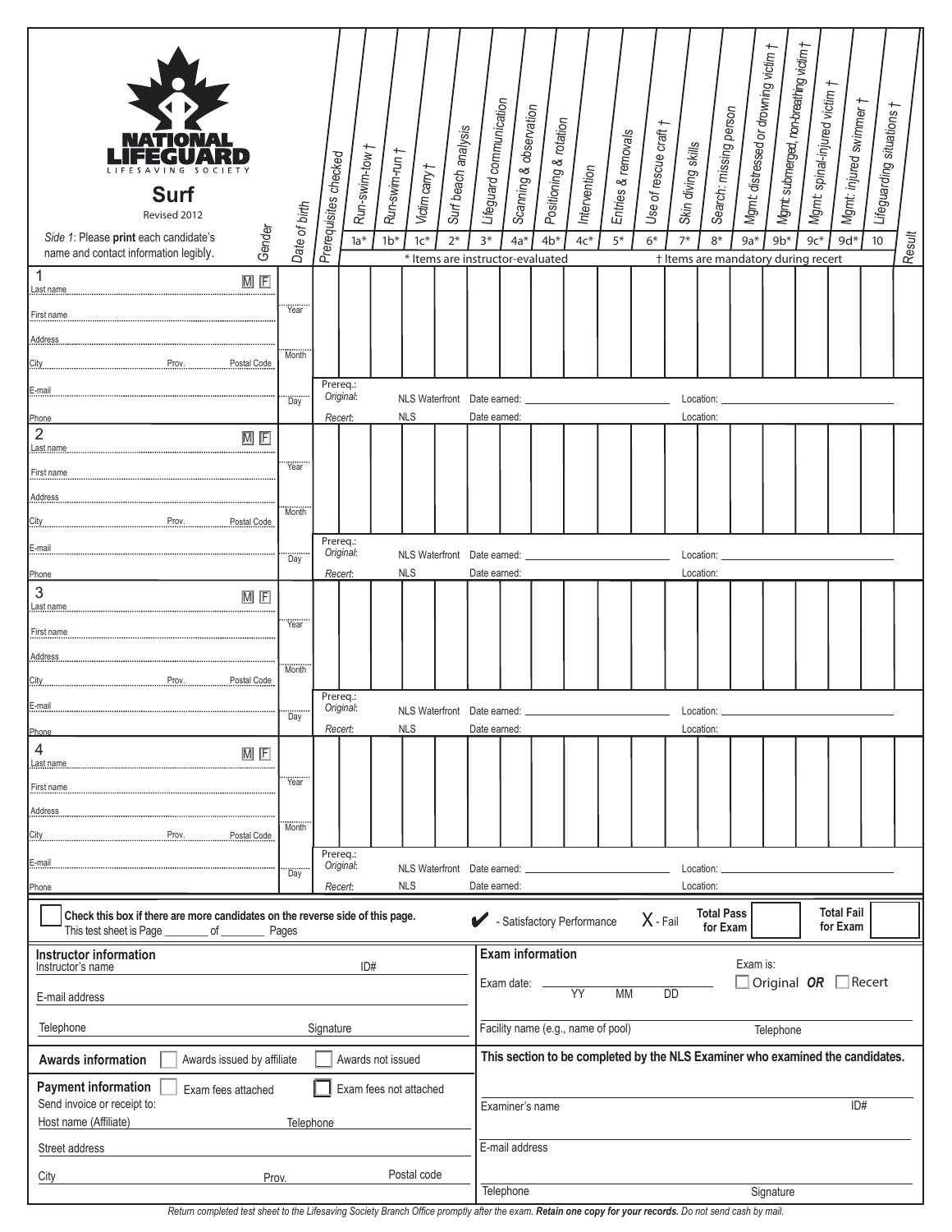# NATIONAL LIFEGUARD

LIFESAVING SOCIETY

## Surf

Revised 2012

*Side 1*: Please **print** each candidate's name and contact information legibly.

| Candidate | Gender | Date of birth | Prerequisites checked | Run-swim-tow † 1a* | Run-swim-run † 1b* | Victim carry † 1c* | Surf beach analysis 2* | Lifeguard communication 3* | Scanning & observation 4a* | Positioning & rotation 4b* | Intervention 4c* | Entries & removals 5* | Use of rescue craft † 6* | Skin diving skills 7* | Search: missing person 8* | Mgmt: distressed or drowning victim † 9a* | Mgmt: submerged, non-breathing victim † 9b* | Mgmt: spinal-injured victim † 9c* | Mgmt: injured swimmer † 9d* | Lifeguarding situations † 10 | Result |
|---|---|---|---|---|---|---|---|---|---|---|---|---|---|---|---|---|---|---|---|---|---|
| 1 Last name / First name / Address / City Prov. Postal Code / E-mail / Phone | M F | Year / Month / Day | | | | | | | | | | | | | | | | | | | |
| 2 Last name / First name / Address / City Prov. Postal Code / E-mail / Phone | M F | Year / Month / Day | | | | | | | | | | | | | | | | | | | |
| 3 Last name / First name / Address / City Prov. Postal Code / E-mail / Phone | M F | Year / Month / Day | | | | | | | | | | | | | | | | | | | |
| 4 Last name / First name / Address / City Prov. Postal Code / E-mail / Phone | M F | Year / Month / Day | | | | | | | | | | | | | | | | | | | |

\* Items are instructor-evaluated    † Items are mandatory during recert

For each candidate:
Prereq.: *Original*: NLS Waterfront Date earned: ____________ Location: ____________
*Recert*: NLS Date earned: Location:

☐ **Check this box if there are more candidates on the reverse side of this page.**
This test sheet is Page ________ of ________ Pages

✔ - Satisfactory Performance    X - Fail    **Total Pass for Exam** ____    **Total Fail for Exam** ____

**Instructor information**
Instructor's name ____________ ID# ____________
E-mail address ____________
Telephone ____________ Signature ____________

**Exam information**
Exam date: ______ YY MM DD
Exam is: ☐ Original **OR** ☐ Recert
Facility name (e.g., name of pool) ____________ Telephone ____________

**Awards information** ☐ Awards issued by affiliate ☐ Awards not issued

**Payment information** ☐ Exam fees attached ☐ Exam fees not attached
Send invoice or receipt to:
Host name (Affiliate) ____________ Telephone ____________
Street address ____________
City ____________ Prov. ____________ Postal code ____________

**This section to be completed by the NLS Examiner who examined the candidates.**
Examiner's name ____________ ID# ____________
E-mail address ____________
Telephone ____________ Signature ____________

*Return completed test sheet to the Lifesaving Society Branch Office promptly after the exam.* ***Retain one copy for your records.*** *Do not send cash by mail.*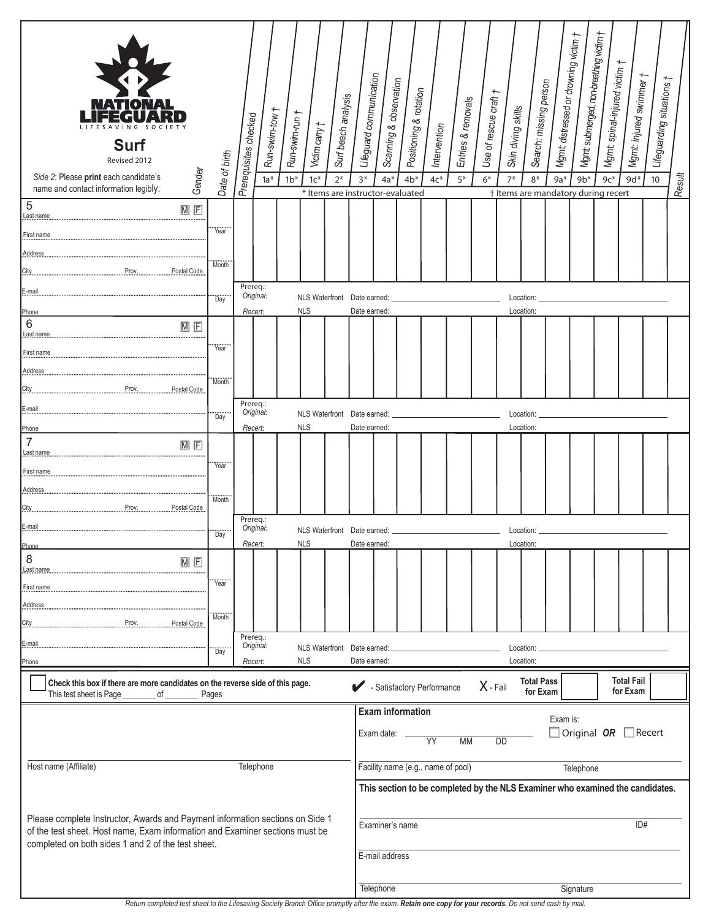# NATIONAL LIFEGUARD

LIFESAVING SOCIETY

**Surf**

Revised 2012

Side 2: Please **print** each candidate's name and contact information legibly.

| | Gender | Date of birth | Prerequisites checked | Run-swim-tow † 1a* | Run-swim-run † 1b* | Victim carry † 1c* | Surf beach analysis 2* | Lifeguard communication 3* | Scanning & observation 4a* | Positioning & rotation 4b* | Intervention 4c* | Entries & removals 5* | Use of rescue craft † 6* | Skin diving skills 7* | Search: missing person 8* | Mgmt: distressed or drowning victim † 9a* | Mgmt: submerged, non-breathing victim † 9b* | Mgmt: spinal-injured victim † 9c* | Mgmt: injured swimmer † 9d* | Lifeguarding situations † 10 | Result |
|---|---|---|---|---|---|---|---|---|---|---|---|---|---|---|---|---|---|---|---|---|---|
| 5 Last name / First name / Address / City Prov. Postal Code / E-mail / Phone | M F | Year / Month / Day | | | | | | | | | | | | | | | | | | | |
| Prereq.: Original: NLS Waterfront Date earned: Location: / Recert: NLS Date earned: Location: | | | | | | | | | | | | | | | | | | | | | |
| 6 Last name / First name / Address / City Prov. Postal Code / E-mail / Phone | M F | Year / Month / Day | | | | | | | | | | | | | | | | | | | |
| Prereq.: Original: NLS Waterfront Date earned: Location: / Recert: NLS Date earned: Location: | | | | | | | | | | | | | | | | | | | | | |
| 7 Last name / First name / Address / City Prov. Postal Code / E-mail / Phone | M F | Year / Month / Day | | | | | | | | | | | | | | | | | | | |
| Prereq.: Original: NLS Waterfront Date earned: Location: / Recert: NLS Date earned: Location: | | | | | | | | | | | | | | | | | | | | | |
| 8 Last name / First name / Address / City Prov. Postal Code / E-mail / Phone | M F | Year / Month / Day | | | | | | | | | | | | | | | | | | | |
| Prereq.: Original: NLS Waterfront Date earned: Location: / Recert: NLS Date earned: Location: | | | | | | | | | | | | | | | | | | | | | |

\* Items are instructor-evaluated

† Items are mandatory during recert

☐ **Check this box if there are more candidates on the reverse side of this page.**
This test sheet is Page ________ of ________ Pages

✔ - Satisfactory Performance    X - Fail    **Total Pass for Exam** ____    **Total Fail for Exam** ____

Host name (Affiliate) ____________ Telephone ____________

**Exam information**

Exam date: ____ YY ____ MM ____ DD

Exam is: ☐ Original **OR** ☐ Recert

Facility name (e.g., name of pool) ____________ Telephone ____________

Please complete Instructor, Awards and Payment information sections on Side 1 of the test sheet. Host name, Exam information and Examiner sections must be completed on both sides 1 and 2 of the test sheet.

**This section to be completed by the NLS Examiner who examined the candidates.**

Examiner's name ____________ ID# ____________

E-mail address ____________

Telephone ____________ Signature ____________

*Return completed test sheet to the Lifesaving Society Branch Office promptly after the exam.* ***Retain one copy for your records.*** *Do not send cash by mail.*